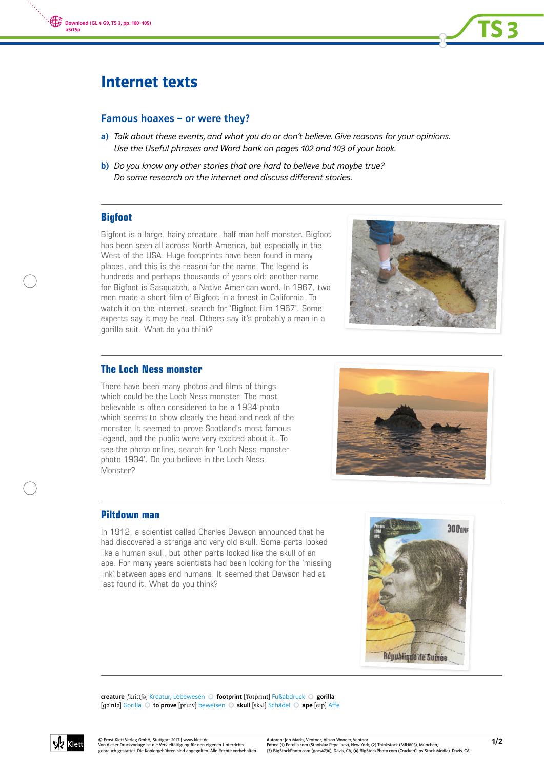# Internet texts

## Famous hoaxes – or were they?

**a)** *Talk about these events, and what you do or don't believe. Give reasons for your opinions. Use the Useful phrases and Word bank on pages 102 and 103 of your book.*

**b)** *Do you know any other stories that are hard to believe but maybe true? Do some research on the internet and discuss different stories.*

---

### Bigfoot

Bigfoot is a large, hairy creature, half man half monster. Bigfoot has been seen all across North America, but especially in the West of the USA. Huge footprints have been found in many places, and this is the reason for the name. The legend is hundreds and perhaps thousands of years old: another name for Bigfoot is Sasquatch, a Native American word. In 1967, two men made a short film of Bigfoot in a forest in California. To watch it on the internet, search for 'Bigfoot film 1967'. Some experts say it may be real. Others say it's probably a man in a gorilla suit. What do you think?

---

### The Loch Ness monster

There have been many photos and films of things which could be the Loch Ness monster. The most believable is often considered to be a 1934 photo which seems to show clearly the head and neck of the monster. It seemed to prove Scotland's most famous legend, and the public were very excited about it. To see the photo online, search for 'Loch Ness monster photo 1934'. Do you believe in the Loch Ness Monster?

---

### Piltdown man

In 1912, a scientist called Charles Dawson announced that he had discovered a strange and very old skull. Some parts looked like a human skull, but other parts looked like the skull of an ape. For many years scientists had been looking for the 'missing link' between apes and humans. It seemed that Dawson had at last found it. What do you think?

---

**creature** ['kri:tʃə] Kreatur; Lebewesen ○ **footprint** ['fʊtprɪnt] Fußabdruck ○ **gorilla** [gə'rɪlə] Gorilla ○ **to prove** [pru:v] beweisen ○ **skull** [skʌl] Schädel ○ **ape** [eɪp] Affe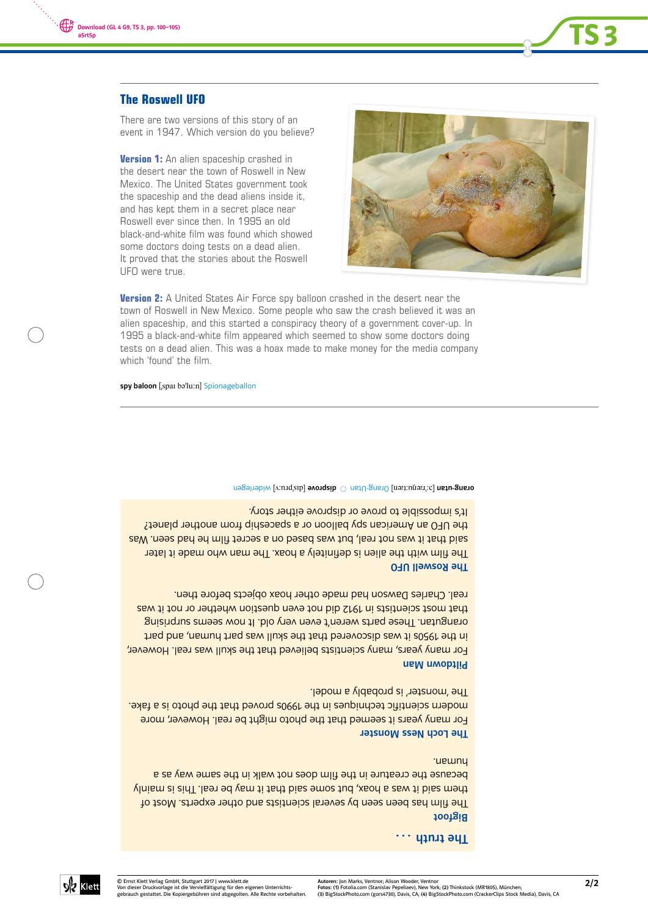## The Roswell UFO

There are two versions of this story of an event in 1947. Which version do you believe?

**Version 1:** An alien spaceship crashed in the desert near the town of Roswell in New Mexico. The United States government took the spaceship and the dead aliens inside it, and has kept them in a secret place near Roswell ever since then. In 1995 an old black-and-white film was found which showed some doctors doing tests on a dead alien. It proved that the stories about the Roswell UFO were true.

**Version 2:** A United States Air Force spy balloon crashed in the desert near the town of Roswell in New Mexico. Some people who saw the crash believed it was an alien spaceship, and this started a conspiracy theory of a government cover-up. In 1995 a black-and-white film appeared which seemed to show some doctors doing tests on a dead alien. This was a hoax made to make money for the media company which 'found' the film.

**spy baloon** [ˌspaɪ bəˈluːn] Spionageballon

### The truth …

**Bigfoot**

The film has been seen by several scientists and other experts. Most of them said it was a hoax, but some said that it may be real. This is mainly because the creature in the film does not walk in the same way as a human.

**The Loch Ness Monster**

For many years it seemed that the photo might be real. However, more modern scientific techniques in the 1990s proved that the photo is a fake. The 'monster' is probably a model.

**Piltdown Man**

For many years, many scientists believed that the skull was real. However, in the 1950s it was discovered that the skull was part human, and part orangutan. These parts weren't even very old. It now seems surprising that most scientists in 1912 did not even question whether or not it was real. Charles Dawson had made other hoax objects before then.

**The Roswell UFO**

The film with the alien is definitely a hoax. The man who made it later said that it was not real, but that it was based on a secret film he had seen. Was the UFO an American spy balloon or a spaceship from another planet? It's impossible to prove or disprove either story.

**orang-utan** [ɔːˈræŋuːtæn] Orang-Utan **disprove** [dɪsˈpruːv] widerlegen